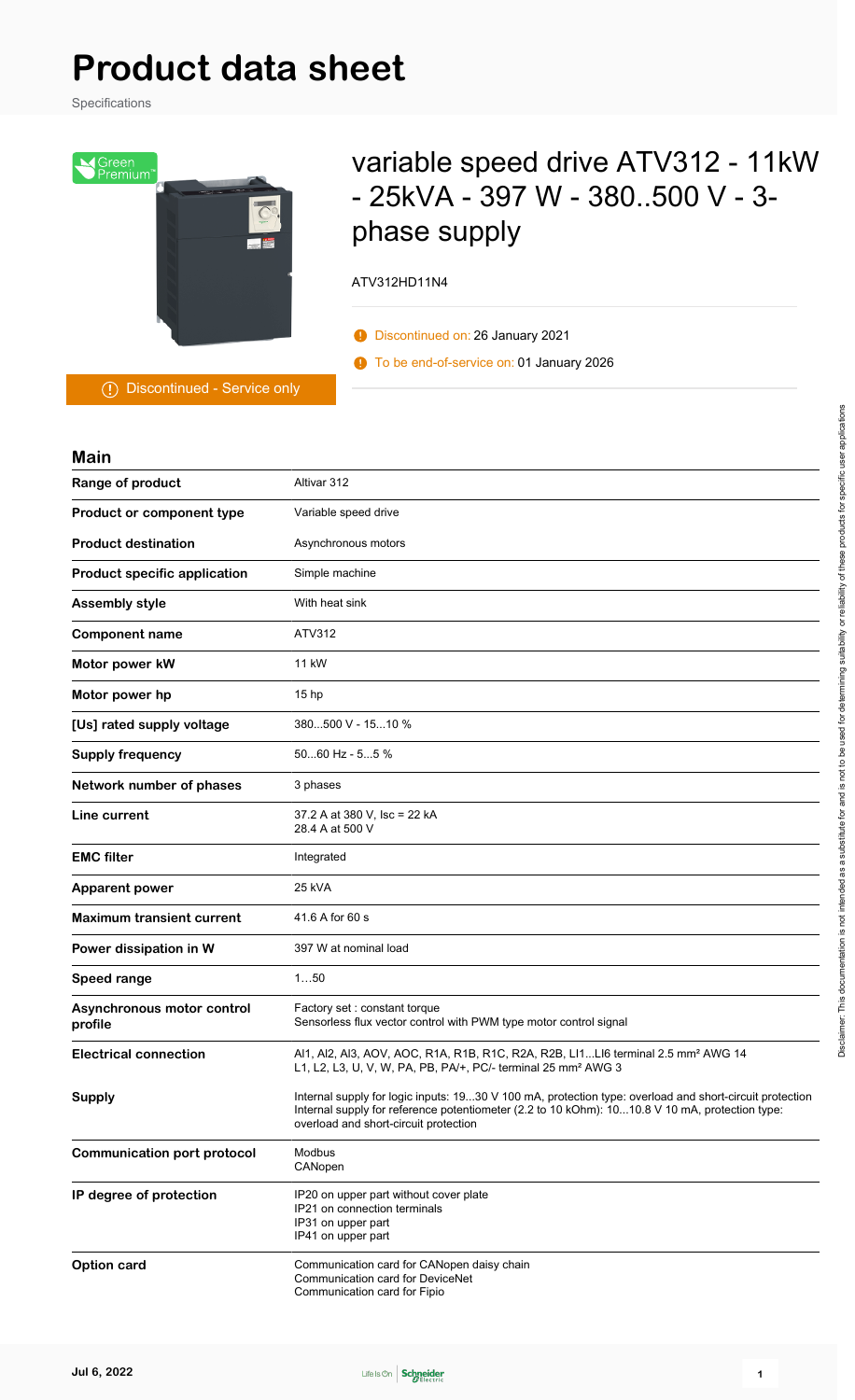# Product data sheet

Specifications

Green Premium™

Discontinued - Service only

## variable speed drive ATV312 - 11kW - 25kVA - 397 W - 380..500 V - 3-phase supply

ATV312HD11N4

Discontinued on: 26 January 2021

To be end-of-service on: 01 January 2026

### Main

| | |
|---|---|
| **Range of product** | Altivar 312 |
| **Product or component type** | Variable speed drive |
| **Product destination** | Asynchronous motors |
| **Product specific application** | Simple machine |
| **Assembly style** | With heat sink |
| **Component name** | ATV312 |
| **Motor power kW** | 11 kW |
| **Motor power hp** | 15 hp |
| **[Us] rated supply voltage** | 380...500 V - 15...10 % |
| **Supply frequency** | 50...60 Hz - 5...5 % |
| **Network number of phases** | 3 phases |
| **Line current** | 37.2 A at 380 V, Isc = 22 kA<br>28.4 A at 500 V |
| **EMC filter** | Integrated |
| **Apparent power** | 25 kVA |
| **Maximum transient current** | 41.6 A for 60 s |
| **Power dissipation in W** | 397 W at nominal load |
| **Speed range** | 1…50 |
| **Asynchronous motor control profile** | Factory set : constant torque<br>Sensorless flux vector control with PWM type motor control signal |
| **Electrical connection** | AI1, AI2, AI3, AOV, AOC, R1A, R1B, R1C, R2A, R2B, LI1...LI6 terminal 2.5 mm² AWG 14<br>L1, L2, L3, U, V, W, PA, PB, PA/+, PC/- terminal 25 mm² AWG 3 |
| **Supply** | Internal supply for logic inputs: 19...30 V 100 mA, protection type: overload and short-circuit protection<br>Internal supply for reference potentiometer (2.2 to 10 kOhm): 10...10.8 V 10 mA, protection type: overload and short-circuit protection |
| **Communication port protocol** | Modbus<br>CANopen |
| **IP degree of protection** | IP20 on upper part without cover plate<br>IP21 on connection terminals<br>IP31 on upper part<br>IP41 on upper part |
| **Option card** | Communication card for CANopen daisy chain<br>Communication card for DeviceNet<br>Communication card for Fipio |

Disclaimer: This documentation is not intended as a substitute for and is not to be used for determining suitability or reliability of these products for specific user applications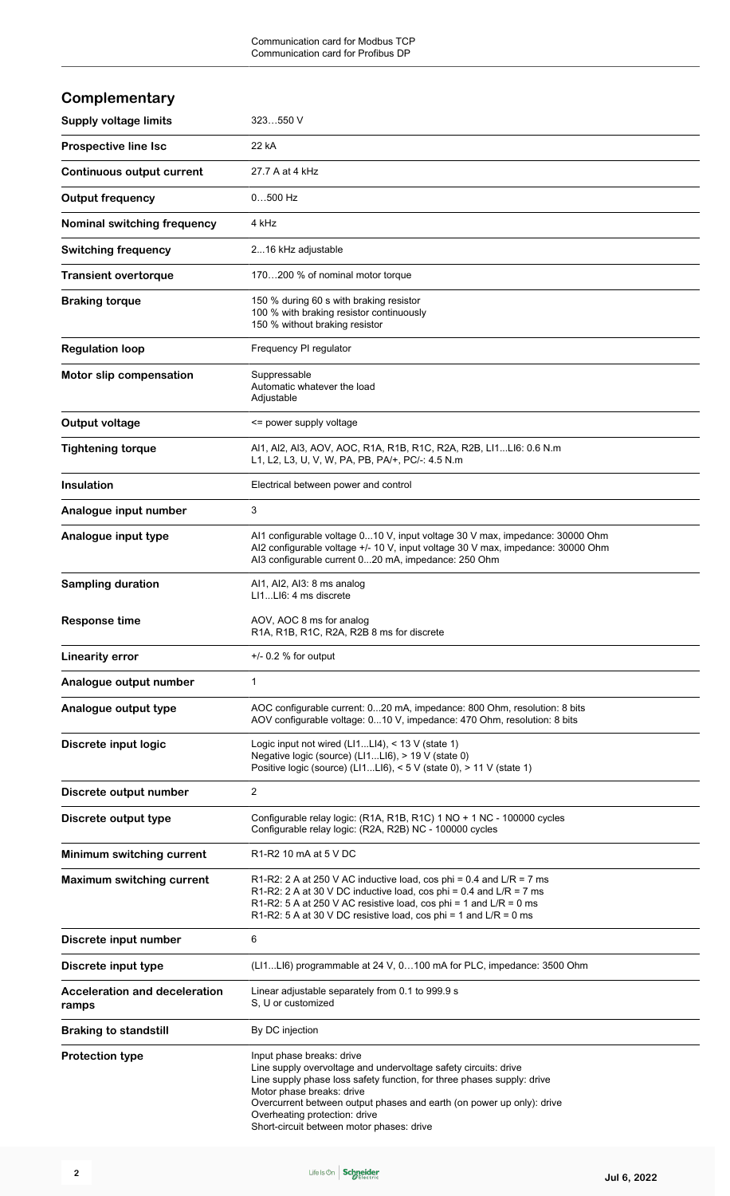Communication card for Modbus TCP
Communication card for Profibus DP

## Complementary

| | |
|---|---|
| **Supply voltage limits** | 323…550 V |
| **Prospective line Isc** | 22 kA |
| **Continuous output current** | 27.7 A at 4 kHz |
| **Output frequency** | 0…500 Hz |
| **Nominal switching frequency** | 4 kHz |
| **Switching frequency** | 2...16 kHz adjustable |
| **Transient overtorque** | 170…200 % of nominal motor torque |
| **Braking torque** | 150 % during 60 s with braking resistor<br>100 % with braking resistor continuously<br>150 % without braking resistor |
| **Regulation loop** | Frequency PI regulator |
| **Motor slip compensation** | Suppressable<br>Automatic whatever the load<br>Adjustable |
| **Output voltage** | <= power supply voltage |
| **Tightening torque** | AI1, AI2, AI3, AOV, AOC, R1A, R1B, R1C, R2A, R2B, LI1...LI6: 0.6 N.m<br>L1, L2, L3, U, V, W, PA, PB, PA/+, PC/-: 4.5 N.m |
| **Insulation** | Electrical between power and control |
| **Analogue input number** | 3 |
| **Analogue input type** | AI1 configurable voltage 0...10 V, input voltage 30 V max, impedance: 30000 Ohm<br>AI2 configurable voltage +/- 10 V, input voltage 30 V max, impedance: 30000 Ohm<br>AI3 configurable current 0...20 mA, impedance: 250 Ohm |
| **Sampling duration** | AI1, AI2, AI3: 8 ms analog<br>LI1...LI6: 4 ms discrete |
| **Response time** | AOV, AOC 8 ms for analog<br>R1A, R1B, R1C, R2A, R2B 8 ms for discrete |
| **Linearity error** | +/- 0.2 % for output |
| **Analogue output number** | 1 |
| **Analogue output type** | AOC configurable current: 0...20 mA, impedance: 800 Ohm, resolution: 8 bits<br>AOV configurable voltage: 0...10 V, impedance: 470 Ohm, resolution: 8 bits |
| **Discrete input logic** | Logic input not wired (LI1...LI4), < 13 V (state 1)<br>Negative logic (source) (LI1...LI6), > 19 V (state 0)<br>Positive logic (source) (LI1...LI6), < 5 V (state 0), > 11 V (state 1) |
| **Discrete output number** | 2 |
| **Discrete output type** | Configurable relay logic: (R1A, R1B, R1C) 1 NO + 1 NC - 100000 cycles<br>Configurable relay logic: (R2A, R2B) NC - 100000 cycles |
| **Minimum switching current** | R1-R2 10 mA at 5 V DC |
| **Maximum switching current** | R1-R2: 2 A at 250 V AC inductive load, cos phi = 0.4 and L/R = 7 ms<br>R1-R2: 2 A at 30 V DC inductive load, cos phi = 0.4 and L/R = 7 ms<br>R1-R2: 5 A at 250 V AC resistive load, cos phi = 1 and L/R = 0 ms<br>R1-R2: 5 A at 30 V DC resistive load, cos phi = 1 and L/R = 0 ms |
| **Discrete input number** | 6 |
| **Discrete input type** | (LI1...LI6) programmable at 24 V, 0…100 mA for PLC, impedance: 3500 Ohm |
| **Acceleration and deceleration ramps** | Linear adjustable separately from 0.1 to 999.9 s<br>S, U or customized |
| **Braking to standstill** | By DC injection |
| **Protection type** | Input phase breaks: drive<br>Line supply overvoltage and undervoltage safety circuits: drive<br>Line supply phase loss safety function, for three phases supply: drive<br>Motor phase breaks: drive<br>Overcurrent between output phases and earth (on power up only): drive<br>Overheating protection: drive<br>Short-circuit between motor phases: drive |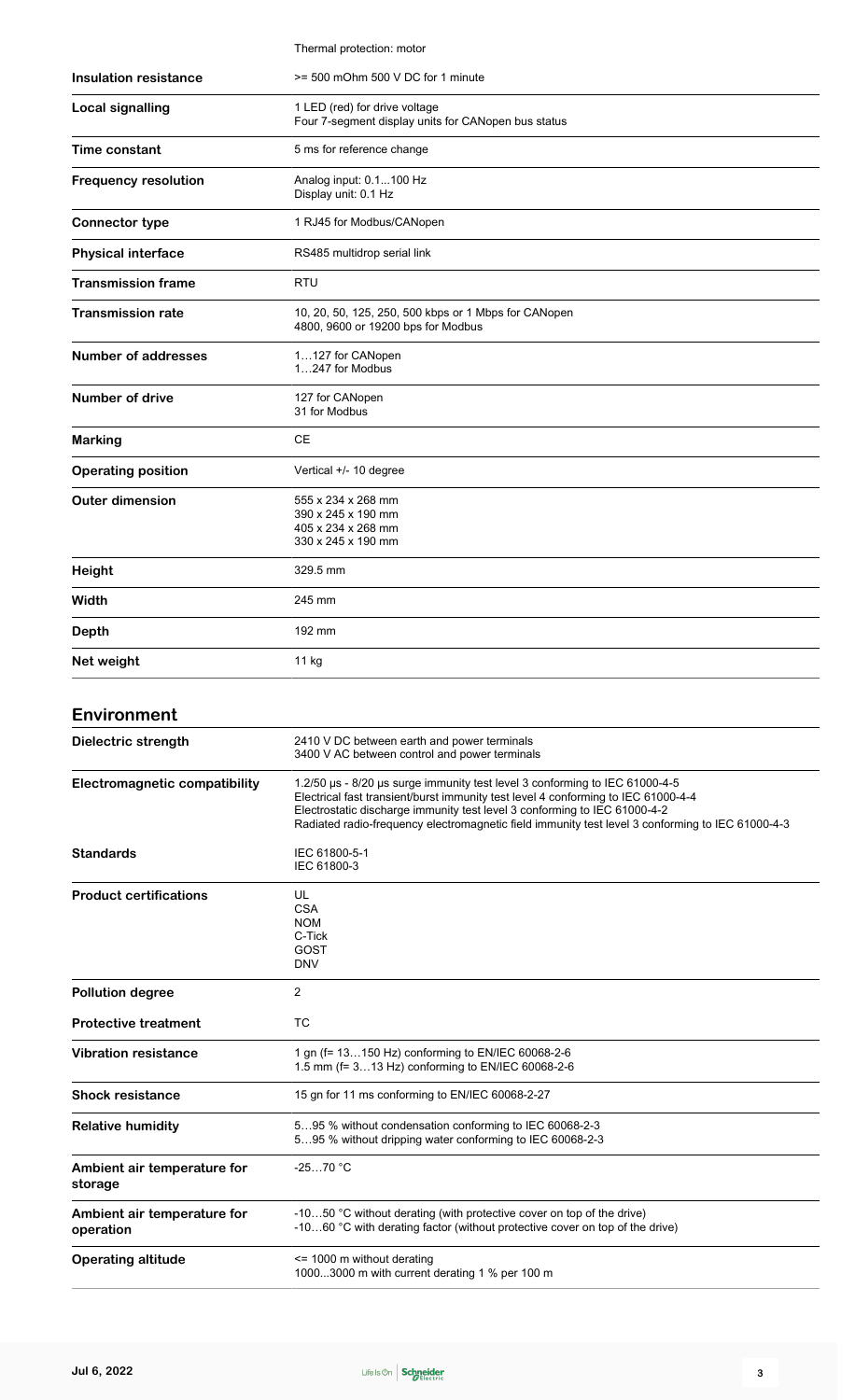| | |
|---|---|
| | Thermal protection: motor |
| **Insulation resistance** | >= 500 mOhm 500 V DC for 1 minute |
| **Local signalling** | 1 LED (red) for drive voltage<br>Four 7-segment display units for CANopen bus status |
| **Time constant** | 5 ms for reference change |
| **Frequency resolution** | Analog input: 0.1...100 Hz<br>Display unit: 0.1 Hz |
| **Connector type** | 1 RJ45 for Modbus/CANopen |
| **Physical interface** | RS485 multidrop serial link |
| **Transmission frame** | RTU |
| **Transmission rate** | 10, 20, 50, 125, 250, 500 kbps or 1 Mbps for CANopen<br>4800, 9600 or 19200 bps for Modbus |
| **Number of addresses** | 1…127 for CANopen<br>1…247 for Modbus |
| **Number of drive** | 127 for CANopen<br>31 for Modbus |
| **Marking** | CE |
| **Operating position** | Vertical +/- 10 degree |
| **Outer dimension** | 555 x 234 x 268 mm<br>390 x 245 x 190 mm<br>405 x 234 x 268 mm<br>330 x 245 x 190 mm |
| **Height** | 329.5 mm |
| **Width** | 245 mm |
| **Depth** | 192 mm |
| **Net weight** | 11 kg |

## Environment

| | |
|---|---|
| **Dielectric strength** | 2410 V DC between earth and power terminals<br>3400 V AC between control and power terminals |
| **Electromagnetic compatibility** | 1.2/50 µs - 8/20 µs surge immunity test level 3 conforming to IEC 61000-4-5<br>Electrical fast transient/burst immunity test level 4 conforming to IEC 61000-4-4<br>Electrostatic discharge immunity test level 3 conforming to IEC 61000-4-2<br>Radiated radio-frequency electromagnetic field immunity test level 3 conforming to IEC 61000-4-3 |
| **Standards** | IEC 61800-5-1<br>IEC 61800-3 |
| **Product certifications** | UL<br>CSA<br>NOM<br>C-Tick<br>GOST<br>DNV |
| **Pollution degree** | 2 |
| **Protective treatment** | TC |
| **Vibration resistance** | 1 gn (f= 13…150 Hz) conforming to EN/IEC 60068-2-6<br>1.5 mm (f= 3…13 Hz) conforming to EN/IEC 60068-2-6 |
| **Shock resistance** | 15 gn for 11 ms conforming to EN/IEC 60068-2-27 |
| **Relative humidity** | 5…95 % without condensation conforming to IEC 60068-2-3<br>5…95 % without dripping water conforming to IEC 60068-2-3 |
| **Ambient air temperature for storage** | -25…70 °C |
| **Ambient air temperature for operation** | -10…50 °C without derating (with protective cover on top of the drive)<br>-10…60 °C with derating factor (without protective cover on top of the drive) |
| **Operating altitude** | <= 1000 m without derating<br>1000...3000 m with current derating 1 % per 100 m |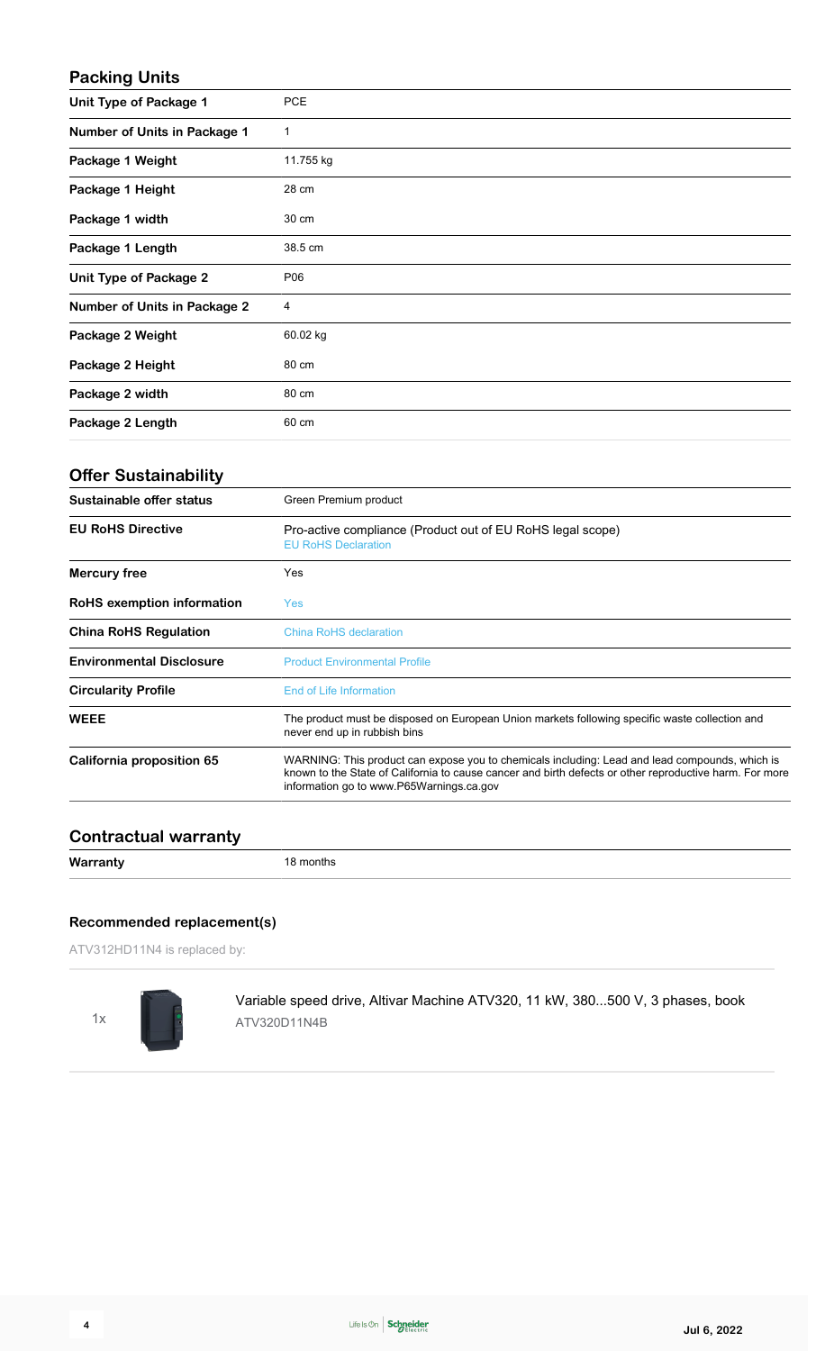## Packing Units

| | |
|---|---|
| **Unit Type of Package 1** | PCE |
| **Number of Units in Package 1** | 1 |
| **Package 1 Weight** | 11.755 kg |
| **Package 1 Height** | 28 cm |
| **Package 1 width** | 30 cm |
| **Package 1 Length** | 38.5 cm |
| **Unit Type of Package 2** | P06 |
| **Number of Units in Package 2** | 4 |
| **Package 2 Weight** | 60.02 kg |
| **Package 2 Height** | 80 cm |
| **Package 2 width** | 80 cm |
| **Package 2 Length** | 60 cm |

## Offer Sustainability

| | |
|---|---|
| **Sustainable offer status** | Green Premium product |
| **EU RoHS Directive** | Pro-active compliance (Product out of EU RoHS legal scope) EU RoHS Declaration |
| **Mercury free** | Yes |
| **RoHS exemption information** | Yes |
| **China RoHS Regulation** | China RoHS declaration |
| **Environmental Disclosure** | Product Environmental Profile |
| **Circularity Profile** | End of Life Information |
| **WEEE** | The product must be disposed on European Union markets following specific waste collection and never end up in rubbish bins |
| **California proposition 65** | WARNING: This product can expose you to chemicals including: Lead and lead compounds, which is known to the State of California to cause cancer and birth defects or other reproductive harm. For more information go to www.P65Warnings.ca.gov |

## Contractual warranty

| | |
|---|---|
| **Warranty** | 18 months |

### Recommended replacement(s)

ATV312HD11N4 is replaced by:

1x

Variable speed drive, Altivar Machine ATV320, 11 kW, 380...500 V, 3 phases, book
ATV320D11N4B